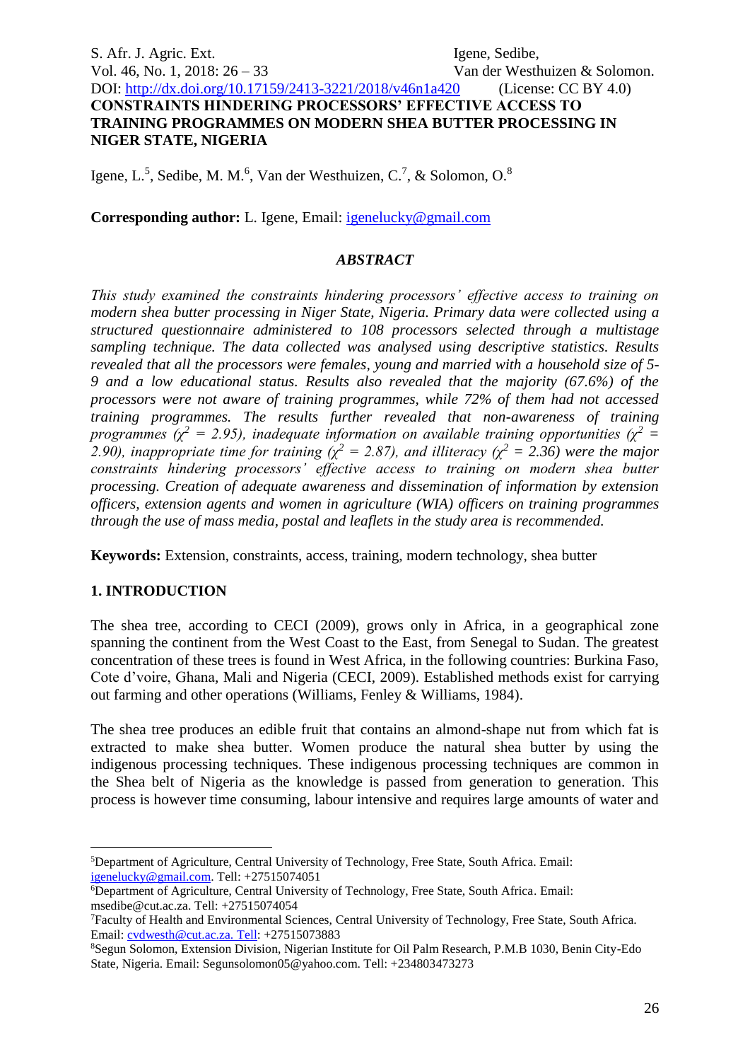DOI: http://dx.doi.org/10.17159/2413-3221/2018/v46n1a420 (License: CC BY 4.0)

# CONSTRAINTS HINDERING PROCESSORS' EFFECTIVE ACCESS TO TRAINING PROGRAMMES ON MODERN SHEA BUTTER PROCESSING IN NIGER STATE, NIGERIA

Igene, L.[5], Sedibe, M. M.[6], Van der Westhuizen, C.[7], & Solomon, O.[8]

**Corresponding author:** L. Igene, Email: igenelucky@gmail.com

## *ABSTRACT*

*This study examined the constraints hindering processors' effective access to training on modern shea butter processing in Niger State, Nigeria. Primary data were collected using a structured questionnaire administered to 108 processors selected through a multistage sampling technique. The data collected was analysed using descriptive statistics. Results revealed that all the processors were females, young and married with a household size of 5-9 and a low educational status. Results also revealed that the majority (67.6%) of the processors were not aware of training programmes, while 72% of them had not accessed training programmes. The results further revealed that non-awareness of training programmes ($\chi^2$ = 2.95), inadequate information on available training opportunities ($\chi^2$ = 2.90), inappropriate time for training ($\chi^2$ = 2.87), and illiteracy ($\chi^2$ = 2.36) were the major constraints hindering processors' effective access to training on modern shea butter processing. Creation of adequate awareness and dissemination of information by extension officers, extension agents and women in agriculture (WIA) officers on training programmes through the use of mass media, postal and leaflets in the study area is recommended.*

**Keywords:** Extension, constraints, access, training, modern technology, shea butter

## 1. INTRODUCTION

The shea tree, according to CECI (2009), grows only in Africa, in a geographical zone spanning the continent from the West Coast to the East, from Senegal to Sudan. The greatest concentration of these trees is found in West Africa, in the following countries: Burkina Faso, Cote d'voire, Ghana, Mali and Nigeria (CECI, 2009). Established methods exist for carrying out farming and other operations (Williams, Fenley & Williams, 1984).

The shea tree produces an edible fruit that contains an almond-shape nut from which fat is extracted to make shea butter. Women produce the natural shea butter by using the indigenous processing techniques. These indigenous processing techniques are common in the Shea belt of Nigeria as the knowledge is passed from generation to generation. This process is however time consuming, labour intensive and requires large amounts of water and

---

[5]Department of Agriculture, Central University of Technology, Free State, South Africa. Email: igenelucky@gmail.com. Tell: +27515074051

[6]Department of Agriculture, Central University of Technology, Free State, South Africa. Email: msedibe@cut.ac.za. Tell: +27515074054

[7]Faculty of Health and Environmental Sciences, Central University of Technology, Free State, South Africa. Email: cvdwesth@cut.ac.za. Tell: +27515073883

[8]Segun Solomon, Extension Division, Nigerian Institute for Oil Palm Research, P.M.B 1030, Benin City-Edo State, Nigeria. Email: Segunsolomon05@yahoo.com. Tell: +234803473273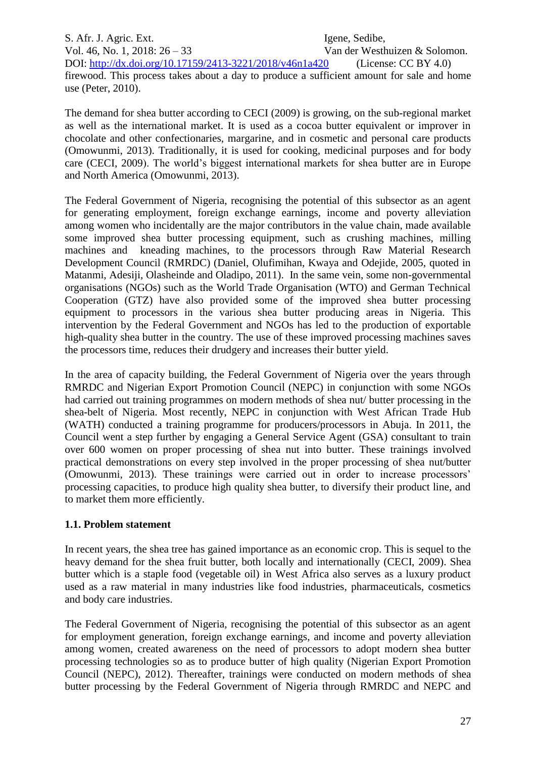firewood. This process takes about a day to produce a sufficient amount for sale and home use (Peter, 2010).

The demand for shea butter according to CECI (2009) is growing, on the sub-regional market as well as the international market. It is used as a cocoa butter equivalent or improver in chocolate and other confectionaries, margarine, and in cosmetic and personal care products (Omowunmi, 2013). Traditionally, it is used for cooking, medicinal purposes and for body care (CECI, 2009). The world's biggest international markets for shea butter are in Europe and North America (Omowunmi, 2013).

The Federal Government of Nigeria, recognising the potential of this subsector as an agent for generating employment, foreign exchange earnings, income and poverty alleviation among women who incidentally are the major contributors in the value chain, made available some improved shea butter processing equipment, such as crushing machines, milling machines and kneading machines, to the processors through Raw Material Research Development Council (RMRDC) (Daniel, Olufimihan, Kwaya and Odejide, 2005, quoted in Matanmi, Adesiji, Olasheinde and Oladipo, 2011). In the same vein, some non-governmental organisations (NGOs) such as the World Trade Organisation (WTO) and German Technical Cooperation (GTZ) have also provided some of the improved shea butter processing equipment to processors in the various shea butter producing areas in Nigeria. This intervention by the Federal Government and NGOs has led to the production of exportable high-quality shea butter in the country. The use of these improved processing machines saves the processors time, reduces their drudgery and increases their butter yield.

In the area of capacity building, the Federal Government of Nigeria over the years through RMRDC and Nigerian Export Promotion Council (NEPC) in conjunction with some NGOs had carried out training programmes on modern methods of shea nut/ butter processing in the shea-belt of Nigeria. Most recently, NEPC in conjunction with West African Trade Hub (WATH) conducted a training programme for producers/processors in Abuja. In 2011, the Council went a step further by engaging a General Service Agent (GSA) consultant to train over 600 women on proper processing of shea nut into butter. These trainings involved practical demonstrations on every step involved in the proper processing of shea nut/butter (Omowunmi, 2013). These trainings were carried out in order to increase processors' processing capacities, to produce high quality shea butter, to diversify their product line, and to market them more efficiently.

### 1.1. Problem statement

In recent years, the shea tree has gained importance as an economic crop. This is sequel to the heavy demand for the shea fruit butter, both locally and internationally (CECI, 2009). Shea butter which is a staple food (vegetable oil) in West Africa also serves as a luxury product used as a raw material in many industries like food industries, pharmaceuticals, cosmetics and body care industries.

The Federal Government of Nigeria, recognising the potential of this subsector as an agent for employment generation, foreign exchange earnings, and income and poverty alleviation among women, created awareness on the need of processors to adopt modern shea butter processing technologies so as to produce butter of high quality (Nigerian Export Promotion Council (NEPC), 2012). Thereafter, trainings were conducted on modern methods of shea butter processing by the Federal Government of Nigeria through RMRDC and NEPC and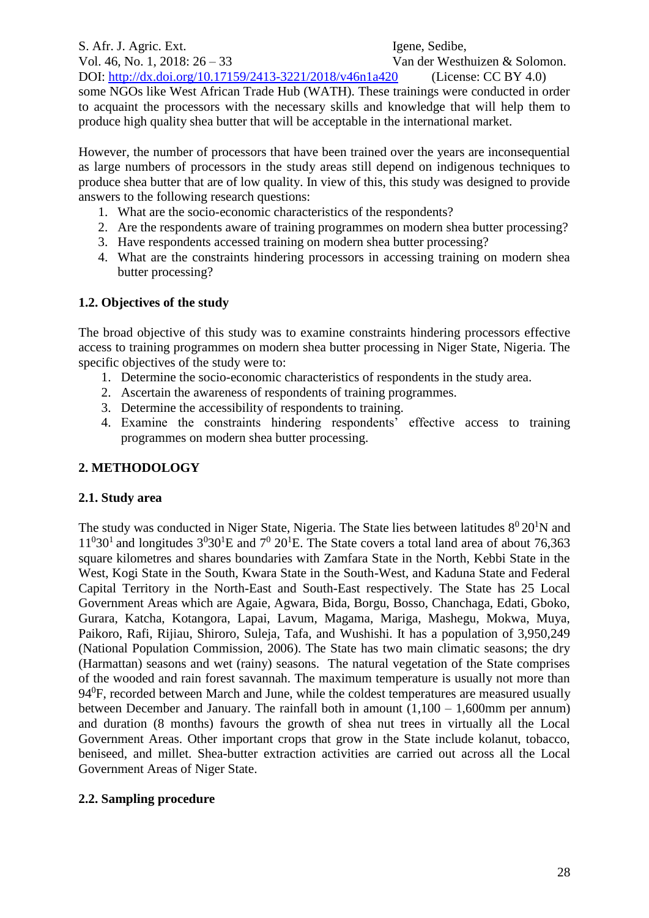some NGOs like West African Trade Hub (WATH). These trainings were conducted in order to acquaint the processors with the necessary skills and knowledge that will help them to produce high quality shea butter that will be acceptable in the international market.

However, the number of processors that have been trained over the years are inconsequential as large numbers of processors in the study areas still depend on indigenous techniques to produce shea butter that are of low quality. In view of this, this study was designed to provide answers to the following research questions:

1. What are the socio-economic characteristics of the respondents?
2. Are the respondents aware of training programmes on modern shea butter processing?
3. Have respondents accessed training on modern shea butter processing?
4. What are the constraints hindering processors in accessing training on modern shea butter processing?

### 1.2. Objectives of the study

The broad objective of this study was to examine constraints hindering processors effective access to training programmes on modern shea butter processing in Niger State, Nigeria. The specific objectives of the study were to:

1. Determine the socio-economic characteristics of respondents in the study area.
2. Ascertain the awareness of respondents of training programmes.
3. Determine the accessibility of respondents to training.
4. Examine the constraints hindering respondents' effective access to training programmes on modern shea butter processing.

## 2. METHODOLOGY

### 2.1. Study area

The study was conducted in Niger State, Nigeria. The State lies between latitudes $8^0 20^1$N and $11^0 30^1$ and longitudes $3^0 30^1$E and $7^0 20^1$E. The State covers a total land area of about 76,363 square kilometres and shares boundaries with Zamfara State in the North, Kebbi State in the West, Kogi State in the South, Kwara State in the South-West, and Kaduna State and Federal Capital Territory in the North-East and South-East respectively. The State has 25 Local Government Areas which are Agaie, Agwara, Bida, Borgu, Bosso, Chanchaga, Edati, Gboko, Gurara, Katcha, Kotangora, Lapai, Lavum, Magama, Mariga, Mashegu, Mokwa, Muya, Paikoro, Rafi, Rijiau, Shiroro, Suleja, Tafa, and Wushishi. It has a population of 3,950,249 (National Population Commission, 2006). The State has two main climatic seasons; the dry (Harmattan) seasons and wet (rainy) seasons. The natural vegetation of the State comprises of the wooded and rain forest savannah. The maximum temperature is usually not more than $94^0$F, recorded between March and June, while the coldest temperatures are measured usually between December and January. The rainfall both in amount (1,100 – 1,600mm per annum) and duration (8 months) favours the growth of shea nut trees in virtually all the Local Government Areas. Other important crops that grow in the State include kolanut, tobacco, beniseed, and millet. Shea-butter extraction activities are carried out across all the Local Government Areas of Niger State.

### 2.2. Sampling procedure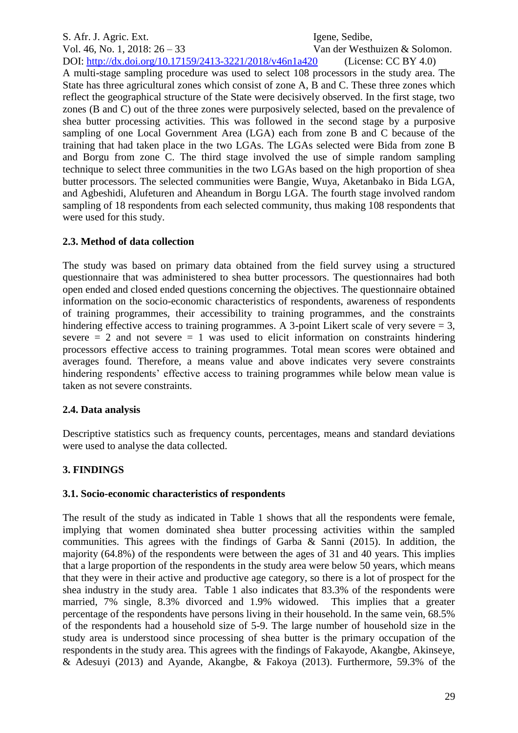A multi-stage sampling procedure was used to select 108 processors in the study area. The State has three agricultural zones which consist of zone A, B and C. These three zones which reflect the geographical structure of the State were decisively observed. In the first stage, two zones (B and C) out of the three zones were purposively selected, based on the prevalence of shea butter processing activities. This was followed in the second stage by a purposive sampling of one Local Government Area (LGA) each from zone B and C because of the training that had taken place in the two LGAs. The LGAs selected were Bida from zone B and Borgu from zone C. The third stage involved the use of simple random sampling technique to select three communities in the two LGAs based on the high proportion of shea butter processors. The selected communities were Bangie, Wuya, Aketanbako in Bida LGA, and Agbeshidi, Alufeturen and Aheandum in Borgu LGA. The fourth stage involved random sampling of 18 respondents from each selected community, thus making 108 respondents that were used for this study.

### 2.3. Method of data collection

The study was based on primary data obtained from the field survey using a structured questionnaire that was administered to shea butter processors. The questionnaires had both open ended and closed ended questions concerning the objectives. The questionnaire obtained information on the socio-economic characteristics of respondents, awareness of respondents of training programmes, their accessibility to training programmes, and the constraints hindering effective access to training programmes. A 3-point Likert scale of very severe = 3, severe = 2 and not severe = 1 was used to elicit information on constraints hindering processors effective access to training programmes. Total mean scores were obtained and averages found. Therefore, a means value and above indicates very severe constraints hindering respondents' effective access to training programmes while below mean value is taken as not severe constraints.

### 2.4. Data analysis

Descriptive statistics such as frequency counts, percentages, means and standard deviations were used to analyse the data collected.

## 3. FINDINGS

### 3.1. Socio-economic characteristics of respondents

The result of the study as indicated in Table 1 shows that all the respondents were female, implying that women dominated shea butter processing activities within the sampled communities. This agrees with the findings of Garba & Sanni (2015). In addition, the majority (64.8%) of the respondents were between the ages of 31 and 40 years. This implies that a large proportion of the respondents in the study area were below 50 years, which means that they were in their active and productive age category, so there is a lot of prospect for the shea industry in the study area. Table 1 also indicates that 83.3% of the respondents were married, 7% single, 8.3% divorced and 1.9% widowed. This implies that a greater percentage of the respondents have persons living in their household. In the same vein, 68.5% of the respondents had a household size of 5-9. The large number of household size in the study area is understood since processing of shea butter is the primary occupation of the respondents in the study area. This agrees with the findings of Fakayode, Akangbe, Akinseye, & Adesuyi (2013) and Ayande, Akangbe, & Fakoya (2013). Furthermore, 59.3% of the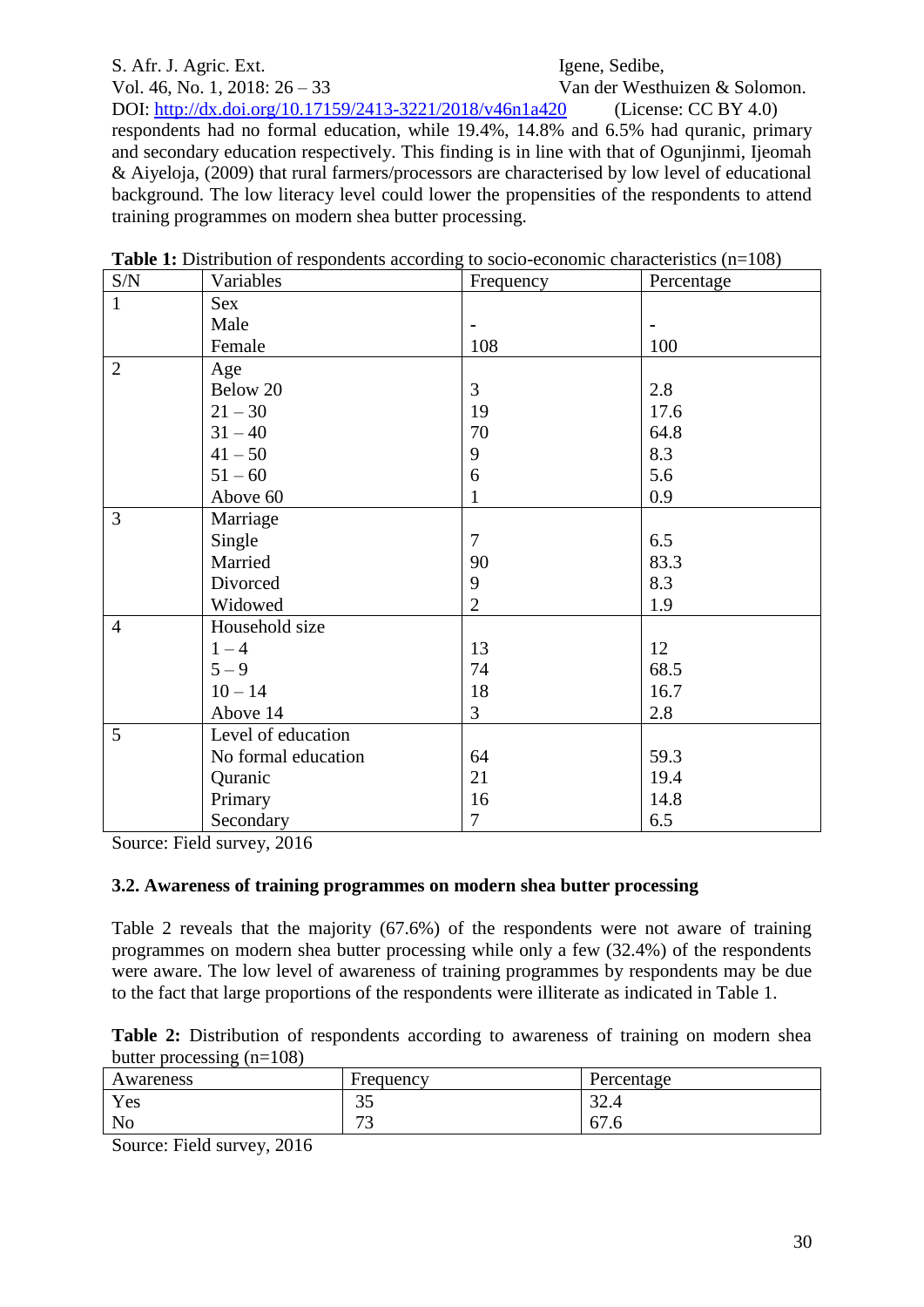respondents had no formal education, while 19.4%, 14.8% and 6.5% had quranic, primary and secondary education respectively. This finding is in line with that of Ogunjinmi, Ijeomah & Aiyeloja, (2009) that rural farmers/processors are characterised by low level of educational background. The low literacy level could lower the propensities of the respondents to attend training programmes on modern shea butter processing.

**Table 1:** Distribution of respondents according to socio-economic characteristics (n=108)

| S/N | Variables | Frequency | Percentage |
|---|---|---|---|
| 1 | Sex | | |
| | Male | - | - |
| | Female | 108 | 100 |
| 2 | Age | | |
| | Below 20 | 3 | 2.8 |
| | 21 – 30 | 19 | 17.6 |
| | 31 – 40 | 70 | 64.8 |
| | 41 – 50 | 9 | 8.3 |
| | 51 – 60 | 6 | 5.6 |
| | Above 60 | 1 | 0.9 |
| 3 | Marriage | | |
| | Single | 7 | 6.5 |
| | Married | 90 | 83.3 |
| | Divorced | 9 | 8.3 |
| | Widowed | 2 | 1.9 |
| 4 | Household size | | |
| | 1 – 4 | 13 | 12 |
| | 5 – 9 | 74 | 68.5 |
| | 10 – 14 | 18 | 16.7 |
| | Above 14 | 3 | 2.8 |
| 5 | Level of education | | |
| | No formal education | 64 | 59.3 |
| | Quranic | 21 | 19.4 |
| | Primary | 16 | 14.8 |
| | Secondary | 7 | 6.5 |

Source: Field survey, 2016

### 3.2. Awareness of training programmes on modern shea butter processing

Table 2 reveals that the majority (67.6%) of the respondents were not aware of training programmes on modern shea butter processing while only a few (32.4%) of the respondents were aware. The low level of awareness of training programmes by respondents may be due to the fact that large proportions of the respondents were illiterate as indicated in Table 1.

**Table 2:** Distribution of respondents according to awareness of training on modern shea butter processing (n=108)

| Awareness | Frequency | Percentage |
|---|---|---|
| Yes | 35 | 32.4 |
| No | 73 | 67.6 |

Source: Field survey, 2016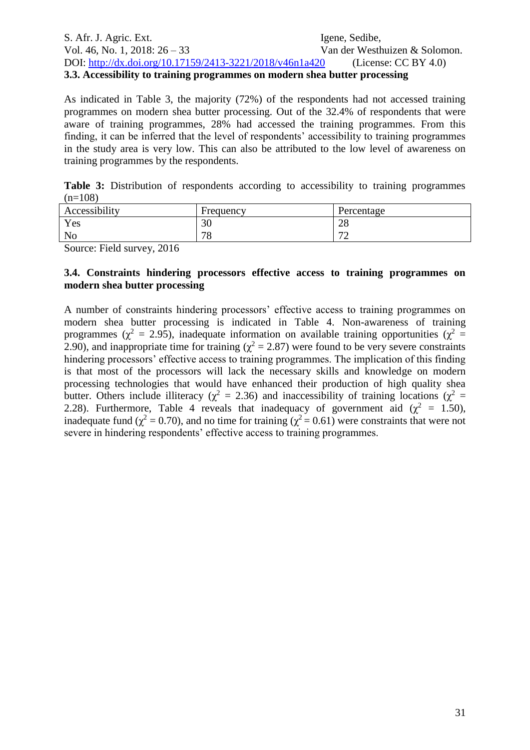### 3.3. Accessibility to training programmes on modern shea butter processing

As indicated in Table 3, the majority (72%) of the respondents had not accessed training programmes on modern shea butter processing. Out of the 32.4% of respondents that were aware of training programmes, 28% had accessed the training programmes. From this finding, it can be inferred that the level of respondents' accessibility to training programmes in the study area is very low. This can also be attributed to the low level of awareness on training programmes by the respondents.

**Table 3:** Distribution of respondents according to accessibility to training programmes (n=108)

| Accessibility | Frequency | Percentage |
|---|---|---|
| Yes | 30 | 28 |
| No | 78 | 72 |

Source: Field survey, 2016

### 3.4. Constraints hindering processors effective access to training programmes on modern shea butter processing

A number of constraints hindering processors' effective access to training programmes on modern shea butter processing is indicated in Table 4. Non-awareness of training programmes ($\chi^2 = 2.95$), inadequate information on available training opportunities ($\chi^2 = 2.90$), and inappropriate time for training ($\chi^2 = 2.87$) were found to be very severe constraints hindering processors' effective access to training programmes. The implication of this finding is that most of the processors will lack the necessary skills and knowledge on modern processing technologies that would have enhanced their production of high quality shea butter. Others include illiteracy ($\chi^2 = 2.36$) and inaccessibility of training locations ($\chi^2 = 2.28$). Furthermore, Table 4 reveals that inadequacy of government aid ($\chi^2 = 1.50$), inadequate fund ($\chi^2 = 0.70$), and no time for training ($\chi^2 = 0.61$) were constraints that were not severe in hindering respondents' effective access to training programmes.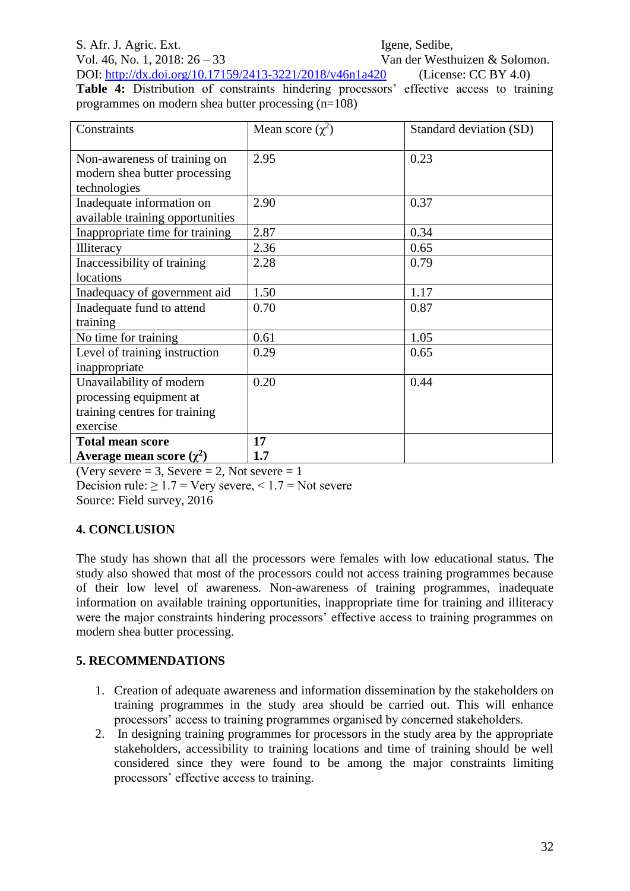**Table 4:** Distribution of constraints hindering processors' effective access to training programmes on modern shea butter processing (n=108)

| Constraints | Mean score ($\chi^2$) | Standard deviation (SD) |
|---|---|---|
| Non-awareness of training on modern shea butter processing technologies | 2.95 | 0.23 |
| Inadequate information on available training opportunities | 2.90 | 0.37 |
| Inappropriate time for training | 2.87 | 0.34 |
| Illiteracy | 2.36 | 0.65 |
| Inaccessibility of training locations | 2.28 | 0.79 |
| Inadequacy of government aid | 1.50 | 1.17 |
| Inadequate fund to attend training | 0.70 | 0.87 |
| No time for training | 0.61 | 1.05 |
| Level of training instruction inappropriate | 0.29 | 0.65 |
| Unavailability of modern processing equipment at training centres for training exercise | 0.20 | 0.44 |
| **Total mean score** | **17** | |
| **Average mean score ($\chi^2$)** | **1.7** | |

(Very severe = 3, Severe = 2, Not severe = 1

Decision rule: $\geq 1.7$ = Very severe, $< 1.7$ = Not severe

Source: Field survey, 2016

## 4. CONCLUSION

The study has shown that all the processors were females with low educational status. The study also showed that most of the processors could not access training programmes because of their low level of awareness. Non-awareness of training programmes, inadequate information on available training opportunities, inappropriate time for training and illiteracy were the major constraints hindering processors' effective access to training programmes on modern shea butter processing.

## 5. RECOMMENDATIONS

1. Creation of adequate awareness and information dissemination by the stakeholders on training programmes in the study area should be carried out. This will enhance processors' access to training programmes organised by concerned stakeholders.
2. In designing training programmes for processors in the study area by the appropriate stakeholders, accessibility to training locations and time of training should be well considered since they were found to be among the major constraints limiting processors' effective access to training.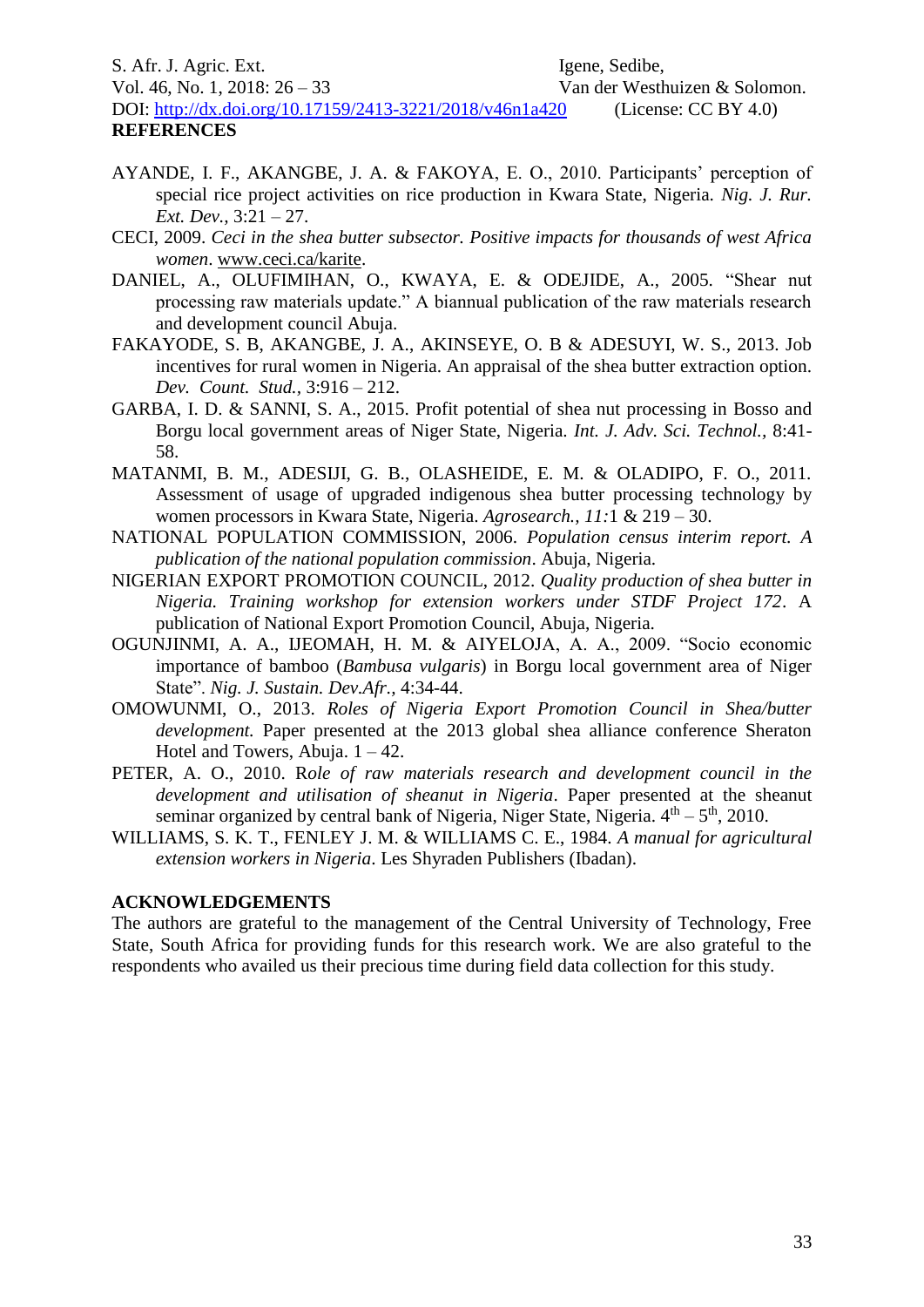## REFERENCES

AYANDE, I. F., AKANGBE, J. A. & FAKOYA, E. O., 2010. Participants' perception of special rice project activities on rice production in Kwara State, Nigeria. *Nig. J. Rur. Ext. Dev.,* 3:21 – 27.

CECI, 2009. *Ceci in the shea butter subsector. Positive impacts for thousands of west Africa women*. www.ceci.ca/karite.

DANIEL, A., OLUFIMIHAN, O., KWAYA, E. & ODEJIDE, A., 2005. "Shear nut processing raw materials update." A biannual publication of the raw materials research and development council Abuja.

FAKAYODE, S. B, AKANGBE, J. A., AKINSEYE, O. B & ADESUYI, W. S., 2013. Job incentives for rural women in Nigeria. An appraisal of the shea butter extraction option. *Dev. Count. Stud.,* 3:916 – 212.

GARBA, I. D. & SANNI, S. A., 2015. Profit potential of shea nut processing in Bosso and Borgu local government areas of Niger State, Nigeria. *Int. J. Adv. Sci. Technol.,* 8:41-58.

MATANMI, B. M., ADESIJI, G. B., OLASHEIDE, E. M. & OLADIPO, F. O., 2011. Assessment of usage of upgraded indigenous shea butter processing technology by women processors in Kwara State, Nigeria. *Agrosearch., 11:*1 & 219 – 30.

NATIONAL POPULATION COMMISSION, 2006. *Population census interim report. A publication of the national population commission*. Abuja, Nigeria.

NIGERIAN EXPORT PROMOTION COUNCIL, 2012. *Quality production of shea butter in Nigeria. Training workshop for extension workers under STDF Project 172*. A publication of National Export Promotion Council, Abuja, Nigeria.

OGUNJINMI, A. A., IJEOMAH, H. M. & AIYELOJA, A. A., 2009. "Socio economic importance of bamboo (*Bambusa vulgaris*) in Borgu local government area of Niger State". *Nig. J. Sustain. Dev.Afr.,* 4:34-44.

OMOWUNMI, O., 2013. *Roles of Nigeria Export Promotion Council in Shea/butter development.* Paper presented at the 2013 global shea alliance conference Sheraton Hotel and Towers, Abuja. 1 – 42.

PETER, A. O., 2010. R*ole of raw materials research and development council in the development and utilisation of sheanut in Nigeria*. Paper presented at the sheanut seminar organized by central bank of Nigeria, Niger State, Nigeria. 4$^{th}$ – 5$^{th}$, 2010.

WILLIAMS, S. K. T., FENLEY J. M. & WILLIAMS C. E., 1984. *A manual for agricultural extension workers in Nigeria*. Les Shyraden Publishers (Ibadan).

## ACKNOWLEDGEMENTS

The authors are grateful to the management of the Central University of Technology, Free State, South Africa for providing funds for this research work. We are also grateful to the respondents who availed us their precious time during field data collection for this study.